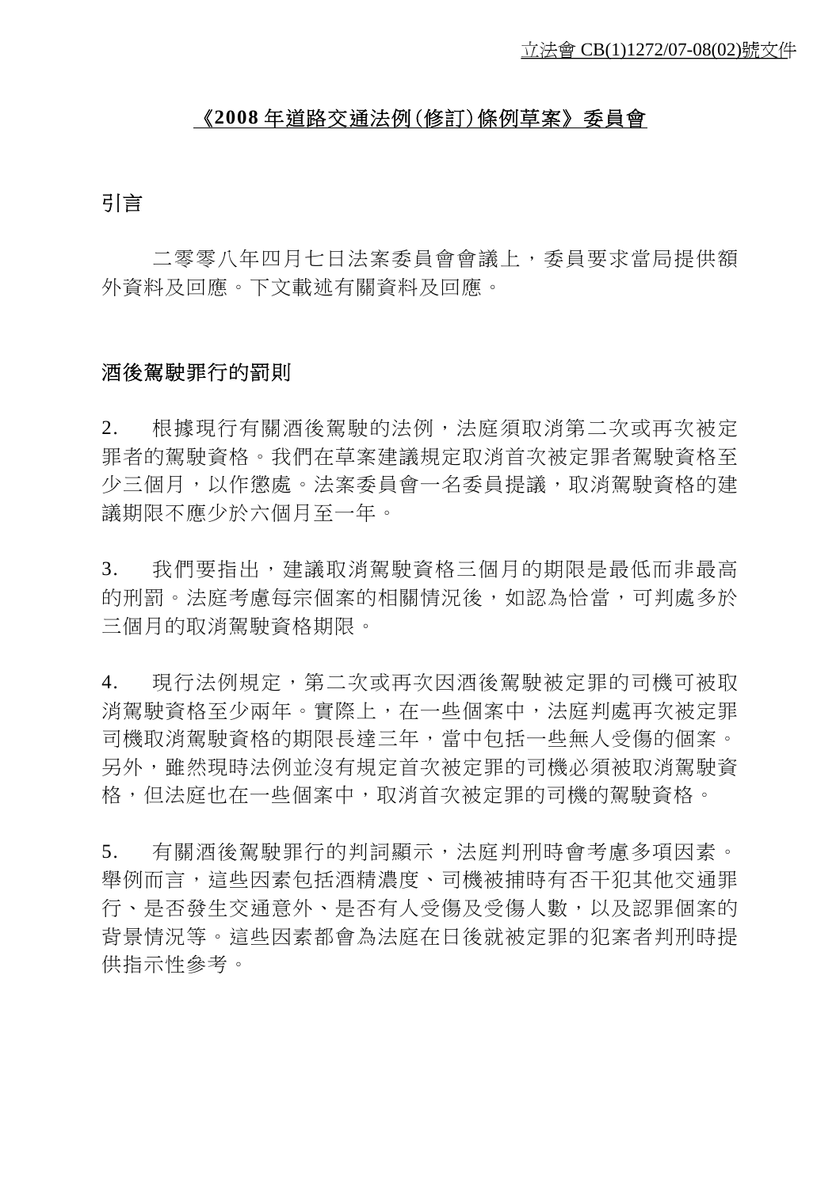立法會 CB(1)1272/07-08(02)號文件

# 《2008 年道路交通法例(修訂)條例草案》委員會

## 引言

二零零八年四月七日法案委員會會議上，委員要求當局提供額外資料及回應。下文載述有關資料及回應。

## 酒後駕駛罪行的罰則

2. 根據現行有關酒後駕駛的法例，法庭須取消第二次或再次被定罪者的駕駛資格。我們在草案建議規定取消首次被定罪者駕駛資格至少三個月，以作懲處。法案委員會一名委員提議，取消駕駛資格的建議期限不應少於六個月至一年。

3. 我們要指出，建議取消駕駛資格三個月的期限是最低而非最高的刑罰。法庭考慮每宗個案的相關情況後，如認為恰當，可判處多於三個月的取消駕駛資格期限。

4. 現行法例規定，第二次或再次因酒後駕駛被定罪的司機可被取消駕駛資格至少兩年。實際上，在一些個案中，法庭判處再次被定罪司機取消駕駛資格的期限長達三年，當中包括一些無人受傷的個案。另外，雖然現時法例並沒有規定首次被定罪的司機必須被取消駕駛資格，但法庭也在一些個案中，取消首次被定罪的司機的駕駛資格。

5. 有關酒後駕駛罪行的判詞顯示，法庭判刑時會考慮多項因素。舉例而言，這些因素包括酒精濃度、司機被捕時有否干犯其他交通罪行、是否發生交通意外、是否有人受傷及受傷人數，以及認罪個案的背景情況等。這些因素都會為法庭在日後就被定罪的犯案者判刑時提供指示性參考。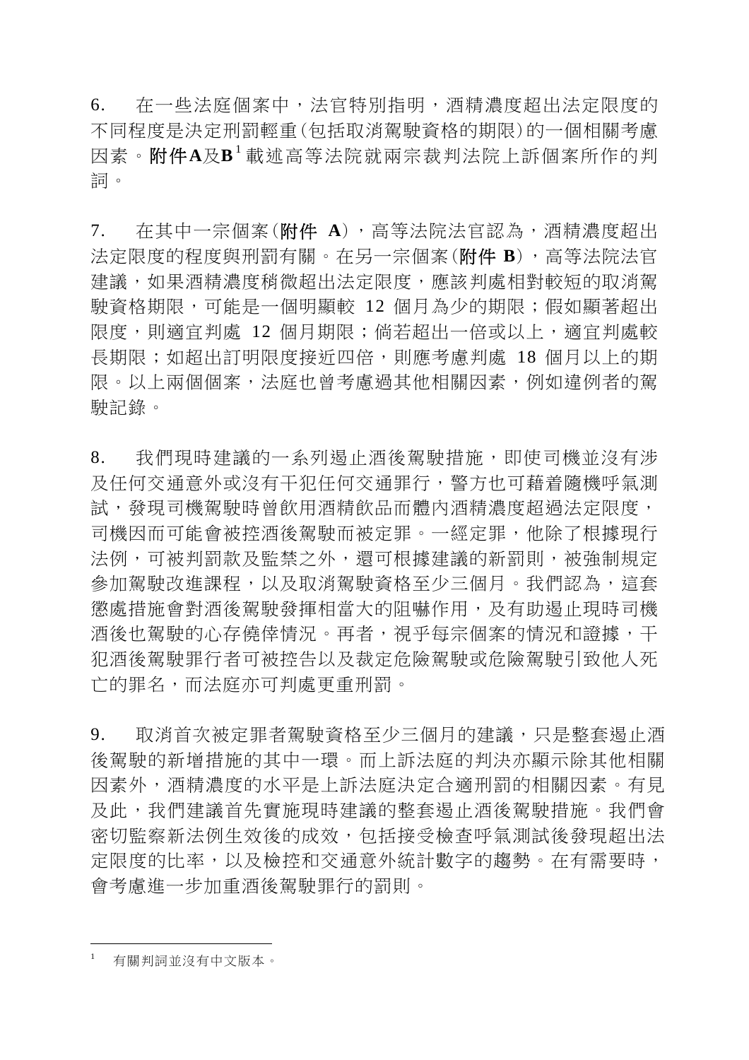6. 在一些法庭個案中，法官特別指明，酒精濃度超出法定限度的不同程度是決定刑罰輕重(包括取消駕駛資格的期限)的一個相關考慮因素。**附件A**及**B**[1]載述高等法院就兩宗裁判法院上訴個案所作的判詞。

7. 在其中一宗個案(**附件 A**)，高等法院法官認為，酒精濃度超出法定限度的程度與刑罰有關。在另一宗個案(**附件 B**)，高等法院法官建議，如果酒精濃度稍微超出法定限度，應該判處相對較短的取消駕駛資格期限，可能是一個明顯較 12 個月為少的期限；假如顯著超出限度，則適宜判處 12 個月期限；倘若超出一倍或以上，適宜判處較長期限；如超出訂明限度接近四倍，則應考慮判處 18 個月以上的期限。以上兩個個案，法庭也曾考慮過其他相關因素，例如違例者的駕駛記錄。

8. 我們現時建議的一系列遏止酒後駕駛措施，即使司機並沒有涉及任何交通意外或沒有干犯任何交通罪行，警方也可藉着隨機呼氣測試，發現司機駕駛時曾飲用酒精飲品而體內酒精濃度超過法定限度，司機因而可能會被控酒後駕駛而被定罪。一經定罪，他除了根據現行法例，可被判罰款及監禁之外，還可根據建議的新罰則，被強制規定參加駕駛改進課程，以及取消駕駛資格至少三個月。我們認為，這套懲處措施會對酒後駕駛發揮相當大的阻嚇作用，及有助遏止現時司機酒後也駕駛的心存僥倖情況。再者，視乎每宗個案的情況和證據，干犯酒後駕駛罪行者可被控告以及裁定危險駕駛或危險駕駛引致他人死亡的罪名，而法庭亦可判處更重刑罰。

9. 取消首次被定罪者駕駛資格至少三個月的建議，只是整套遏止酒後駕駛的新增措施的其中一環。而上訴法庭的判決亦顯示除其他相關因素外，酒精濃度的水平是上訴法庭決定合適刑罰的相關因素。有見及此，我們建議首先實施現時建議的整套遏止酒後駕駛措施。我們會密切監察新法例生效後的成效，包括接受檢查呼氣測試後發現超出法定限度的比率，以及檢控和交通意外統計數字的趨勢。在有需要時，會考慮進一步加重酒後駕駛罪行的罰則。

---

[1] 有關判詞並沒有中文版本。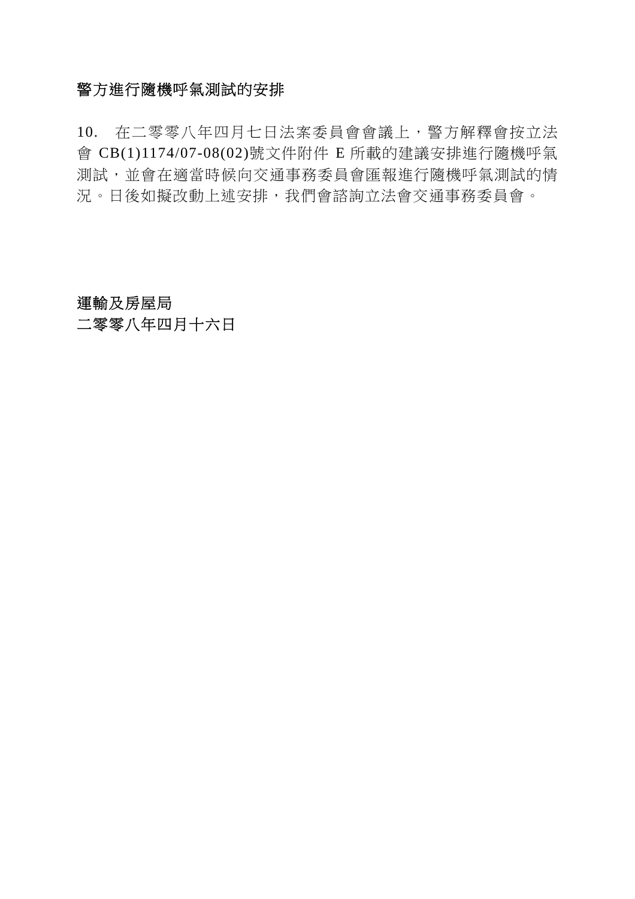## 警方進行隨機呼氣測試的安排

10. 在二零零八年四月七日法案委員會會議上，警方解釋會按立法會 CB(1)1174/07-08(02)號文件附件 E 所載的建議安排進行隨機呼氣測試，並會在適當時候向交通事務委員會匯報進行隨機呼氣測試的情況。日後如擬改動上述安排，我們會諮詢立法會交通事務委員會。

**運輸及房屋局**
**二零零八年四月十六日**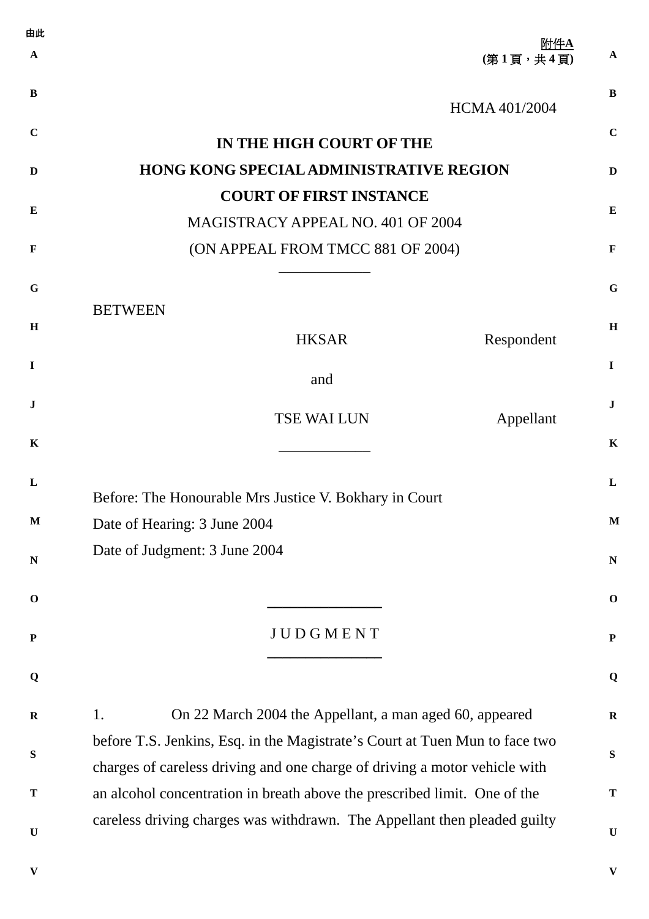附件A
(第 1 頁，共 4 頁)

HCMA 401/2004

**IN THE HIGH COURT OF THE**

**HONG KONG SPECIAL ADMINISTRATIVE REGION**

**COURT OF FIRST INSTANCE**

MAGISTRACY APPEAL NO. 401 OF 2004

(ON APPEAL FROM TMCC 881 OF 2004)

---

BETWEEN

HKSAR — Respondent

and

TSE WAI LUN — Appellant

---

Before: The Honourable Mrs Justice V. Bokhary in Court

Date of Hearing: 3 June 2004

Date of Judgment: 3 June 2004

---

J U D G M E N T

---

1. On 22 March 2004 the Appellant, a man aged 60, appeared before T.S. Jenkins, Esq. in the Magistrate's Court at Tuen Mun to face two charges of careless driving and one charge of driving a motor vehicle with an alcohol concentration in breath above the prescribed limit. One of the careless driving charges was withdrawn. The Appellant then pleaded guilty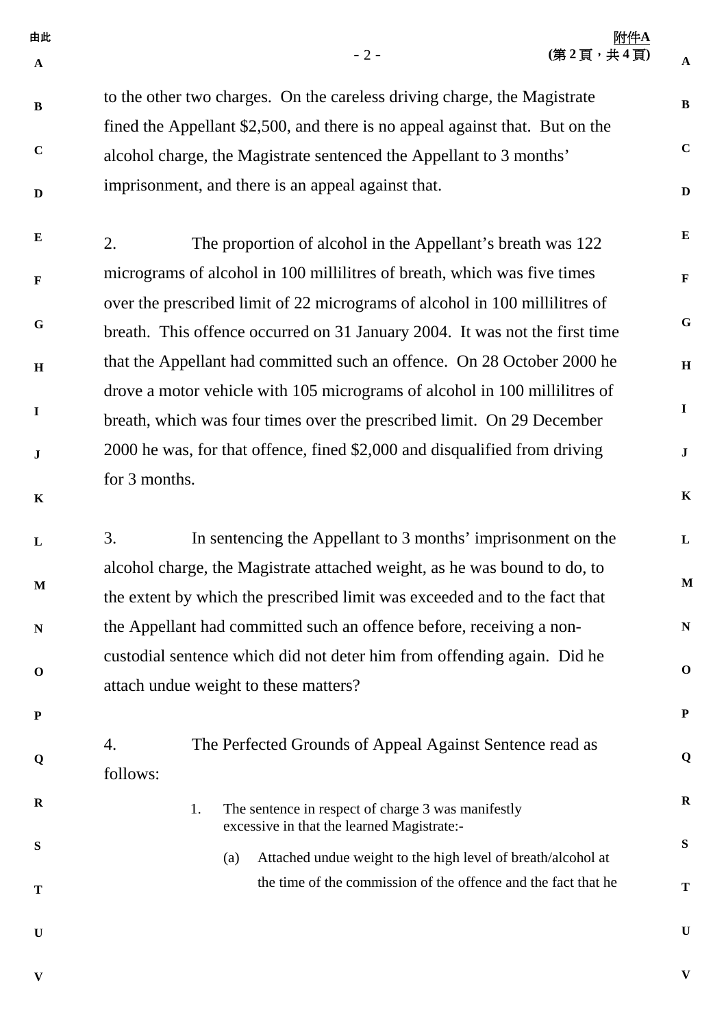to the other two charges. On the careless driving charge, the Magistrate fined the Appellant $2,500, and there is no appeal against that. But on the alcohol charge, the Magistrate sentenced the Appellant to 3 months' imprisonment, and there is an appeal against that.

2. The proportion of alcohol in the Appellant's breath was 122 micrograms of alcohol in 100 millilitres of breath, which was five times over the prescribed limit of 22 micrograms of alcohol in 100 millilitres of breath. This offence occurred on 31 January 2004. It was not the first time that the Appellant had committed such an offence. On 28 October 2000 he drove a motor vehicle with 105 micrograms of alcohol in 100 millilitres of breath, which was four times over the prescribed limit. On 29 December 2000 he was, for that offence, fined $2,000 and disqualified from driving for 3 months.

3. In sentencing the Appellant to 3 months' imprisonment on the alcohol charge, the Magistrate attached weight, as he was bound to do, to the extent by which the prescribed limit was exceeded and to the fact that the Appellant had committed such an offence before, receiving a non-custodial sentence which did not deter him from offending again. Did he attach undue weight to these matters?

4. The Perfected Grounds of Appeal Against Sentence read as follows:

> 1. The sentence in respect of charge 3 was manifestly excessive in that the learned Magistrate:-
>
>    (a) Attached undue weight to the high level of breath/alcohol at the time of the commission of the offence and the fact that he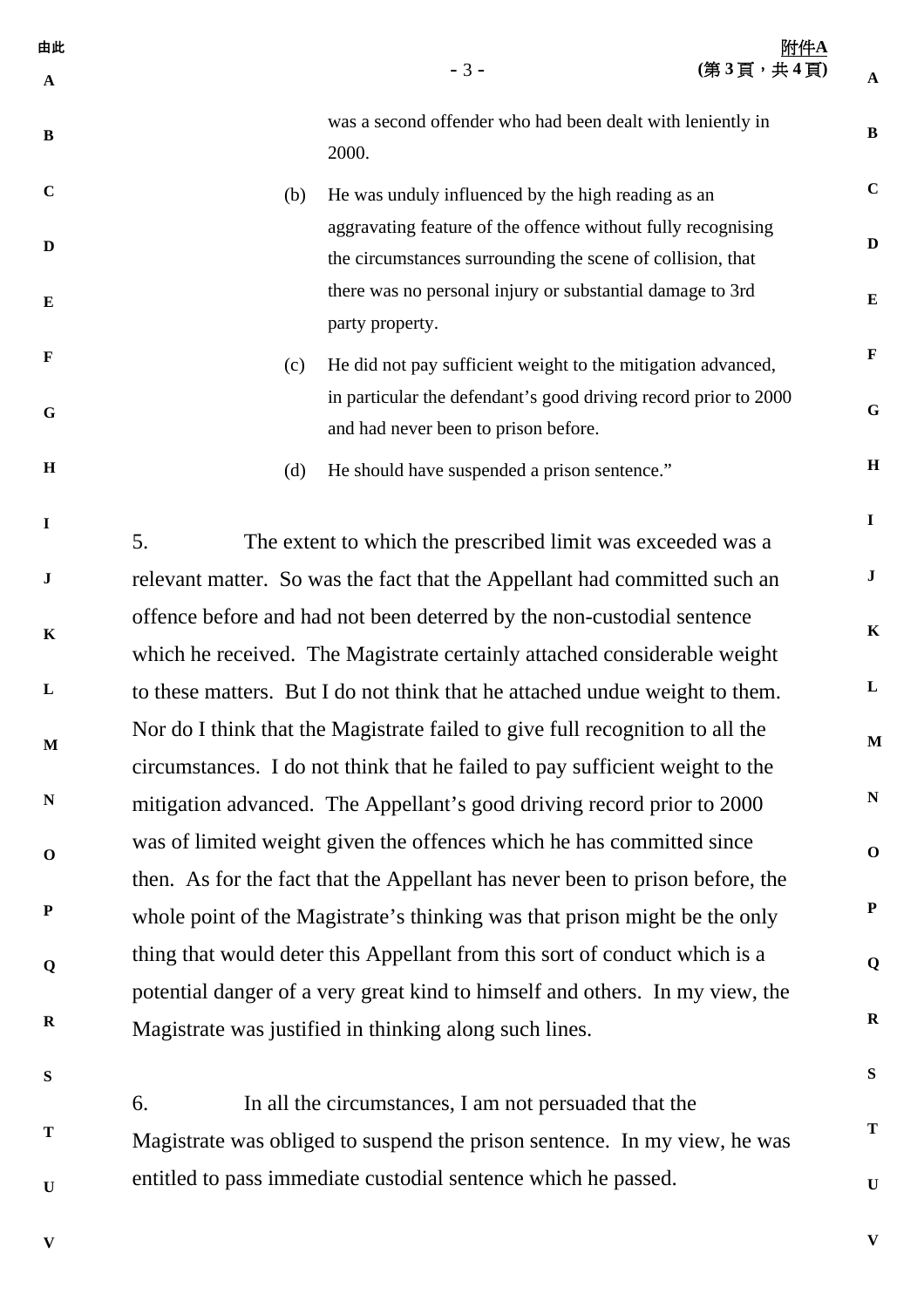was a second offender who had been dealt with leniently in 2000.

(b) He was unduly influenced by the high reading as an aggravating feature of the offence without fully recognising the circumstances surrounding the scene of collision, that there was no personal injury or substantial damage to 3rd party property.

(c) He did not pay sufficient weight to the mitigation advanced, in particular the defendant's good driving record prior to 2000 and had never been to prison before.

(d) He should have suspended a prison sentence."

5. The extent to which the prescribed limit was exceeded was a relevant matter. So was the fact that the Appellant had committed such an offence before and had not been deterred by the non-custodial sentence which he received. The Magistrate certainly attached considerable weight to these matters. But I do not think that he attached undue weight to them. Nor do I think that the Magistrate failed to give full recognition to all the circumstances. I do not think that he failed to pay sufficient weight to the mitigation advanced. The Appellant's good driving record prior to 2000 was of limited weight given the offences which he has committed since then. As for the fact that the Appellant has never been to prison before, the whole point of the Magistrate's thinking was that prison might be the only thing that would deter this Appellant from this sort of conduct which is a potential danger of a very great kind to himself and others. In my view, the Magistrate was justified in thinking along such lines.

6. In all the circumstances, I am not persuaded that the Magistrate was obliged to suspend the prison sentence. In my view, he was entitled to pass immediate custodial sentence which he passed.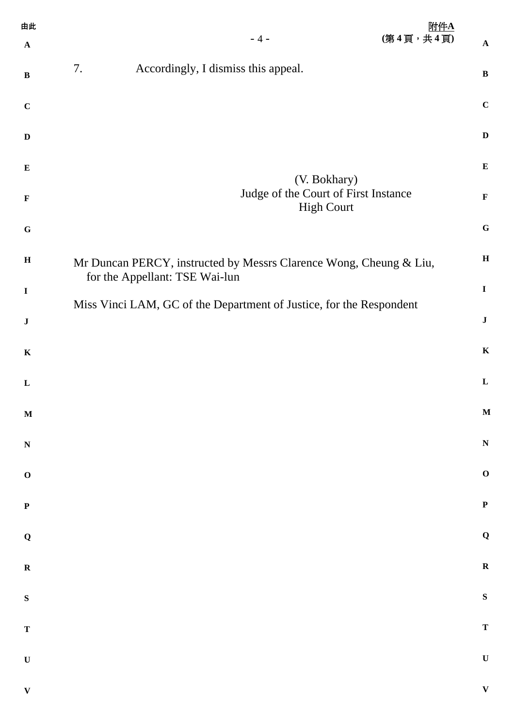7. Accordingly, I dismiss this appeal.

(V. Bokhary)
Judge of the Court of First Instance
High Court

Mr Duncan PERCY, instructed by Messrs Clarence Wong, Cheung & Liu, for the Appellant: TSE Wai-lun

Miss Vinci LAM, GC of the Department of Justice, for the Respondent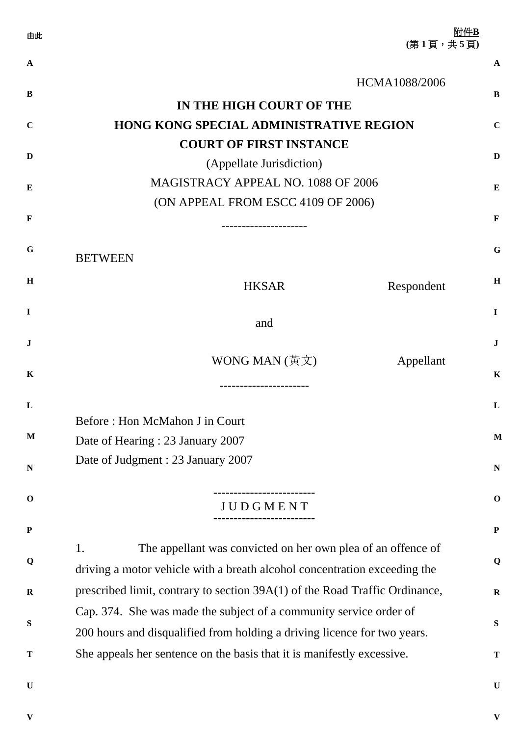HCMA1088/2006

**IN THE HIGH COURT OF THE**
**HONG KONG SPECIAL ADMINISTRATIVE REGION**
**COURT OF FIRST INSTANCE**
(Appellate Jurisdiction)
MAGISTRACY APPEAL NO. 1088 OF 2006
(ON APPEAL FROM ESCC 4109 OF 2006)

---------------------

BETWEEN

HKSAR — Respondent

and

WONG MAN (黃文) — Appellant

----------------------

Before : Hon McMahon J in Court
Date of Hearing : 23 January 2007
Date of Judgment : 23 January 2007

-------------------------
J U D G M E N T
-------------------------

1. The appellant was convicted on her own plea of an offence of driving a motor vehicle with a breath alcohol concentration exceeding the prescribed limit, contrary to section 39A(1) of the Road Traffic Ordinance, Cap. 374. She was made the subject of a community service order of 200 hours and disqualified from holding a driving licence for two years. She appeals her sentence on the basis that it is manifestly excessive.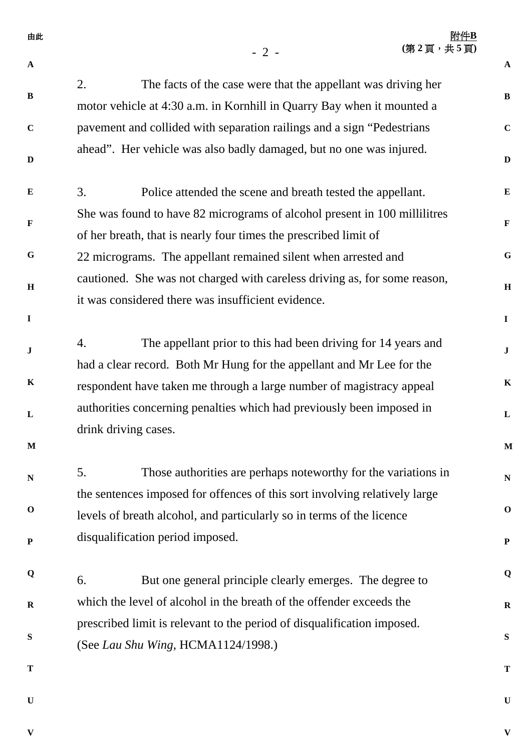2. The facts of the case were that the appellant was driving her motor vehicle at 4:30 a.m. in Kornhill in Quarry Bay when it mounted a pavement and collided with separation railings and a sign “Pedestrians ahead”. Her vehicle was also badly damaged, but no one was injured.

3. Police attended the scene and breath tested the appellant. She was found to have 82 micrograms of alcohol present in 100 millilitres of her breath, that is nearly four times the prescribed limit of 22 micrograms. The appellant remained silent when arrested and cautioned. She was not charged with careless driving as, for some reason, it was considered there was insufficient evidence.

4. The appellant prior to this had been driving for 14 years and had a clear record. Both Mr Hung for the appellant and Mr Lee for the respondent have taken me through a large number of magistracy appeal authorities concerning penalties which had previously been imposed in drink driving cases.

5. Those authorities are perhaps noteworthy for the variations in the sentences imposed for offences of this sort involving relatively large levels of breath alcohol, and particularly so in terms of the licence disqualification period imposed.

6. But one general principle clearly emerges. The degree to which the level of alcohol in the breath of the offender exceeds the prescribed limit is relevant to the period of disqualification imposed. (See *Lau Shu Wing*, HCMA1124/1998.)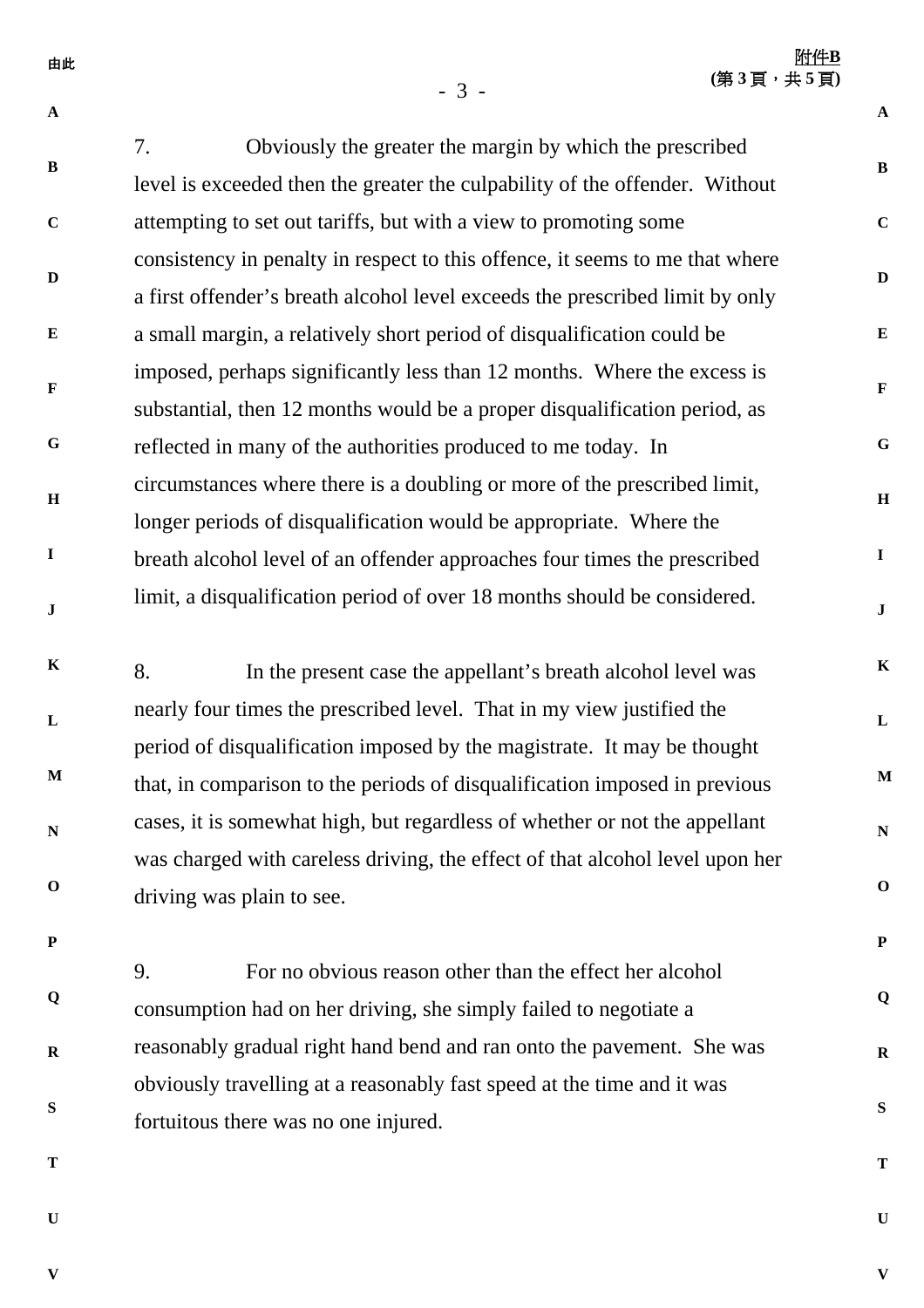7. Obviously the greater the margin by which the prescribed level is exceeded then the greater the culpability of the offender. Without attempting to set out tariffs, but with a view to promoting some consistency in penalty in respect to this offence, it seems to me that where a first offender's breath alcohol level exceeds the prescribed limit by only a small margin, a relatively short period of disqualification could be imposed, perhaps significantly less than 12 months. Where the excess is substantial, then 12 months would be a proper disqualification period, as reflected in many of the authorities produced to me today. In circumstances where there is a doubling or more of the prescribed limit, longer periods of disqualification would be appropriate. Where the breath alcohol level of an offender approaches four times the prescribed limit, a disqualification period of over 18 months should be considered.

8. In the present case the appellant's breath alcohol level was nearly four times the prescribed level. That in my view justified the period of disqualification imposed by the magistrate. It may be thought that, in comparison to the periods of disqualification imposed in previous cases, it is somewhat high, but regardless of whether or not the appellant was charged with careless driving, the effect of that alcohol level upon her driving was plain to see.

9. For no obvious reason other than the effect her alcohol consumption had on her driving, she simply failed to negotiate a reasonably gradual right hand bend and ran onto the pavement. She was obviously travelling at a reasonably fast speed at the time and it was fortuitous there was no one injured.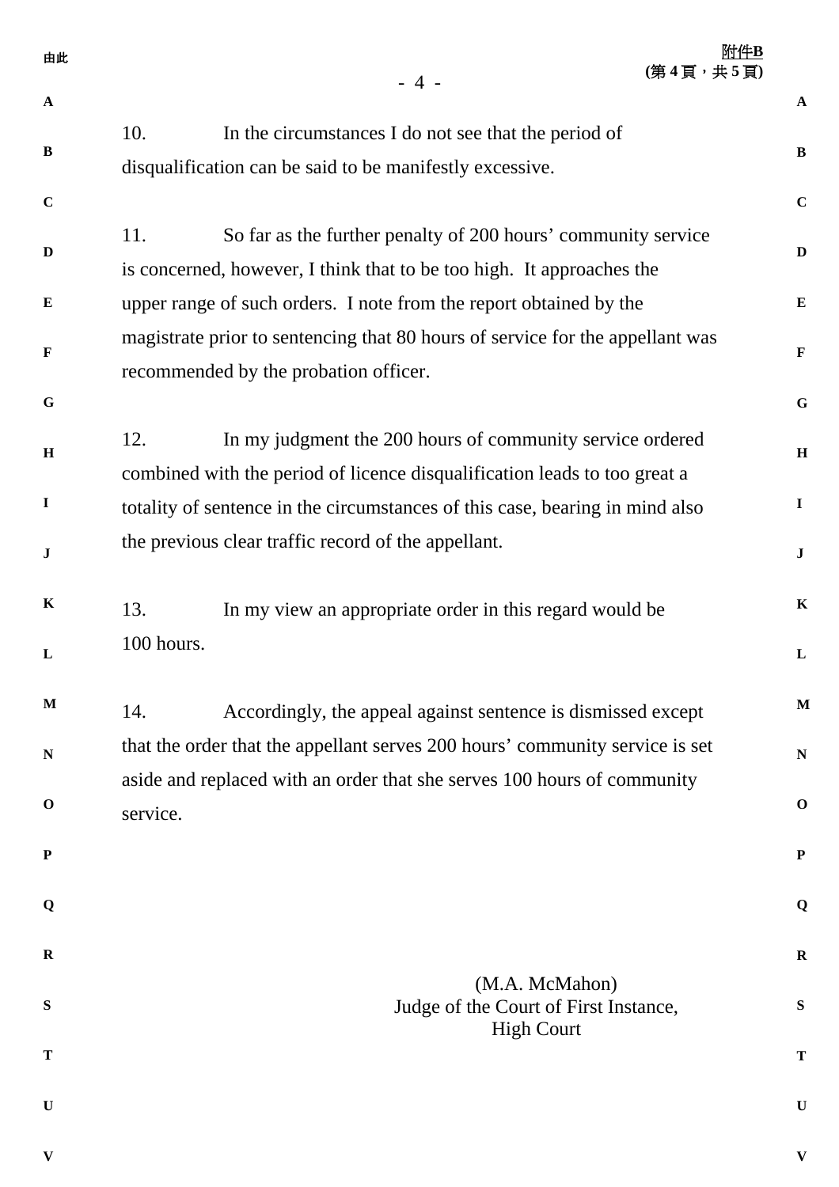10. In the circumstances I do not see that the period of disqualification can be said to be manifestly excessive.

11. So far as the further penalty of 200 hours' community service is concerned, however, I think that to be too high. It approaches the upper range of such orders. I note from the report obtained by the magistrate prior to sentencing that 80 hours of service for the appellant was recommended by the probation officer.

12. In my judgment the 200 hours of community service ordered combined with the period of licence disqualification leads to too great a totality of sentence in the circumstances of this case, bearing in mind also the previous clear traffic record of the appellant.

13. In my view an appropriate order in this regard would be 100 hours.

14. Accordingly, the appeal against sentence is dismissed except that the order that the appellant serves 200 hours' community service is set aside and replaced with an order that she serves 100 hours of community service.

(M.A. McMahon)
Judge of the Court of First Instance,
High Court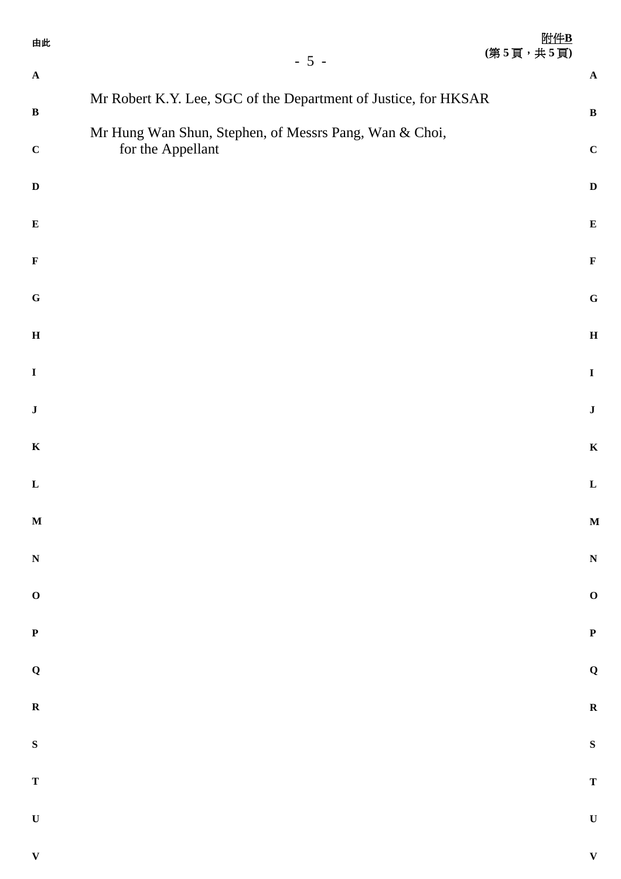Mr Robert K.Y. Lee, SGC of the Department of Justice, for HKSAR

Mr Hung Wan Shun, Stephen, of Messrs Pang, Wan & Choi, for the Appellant